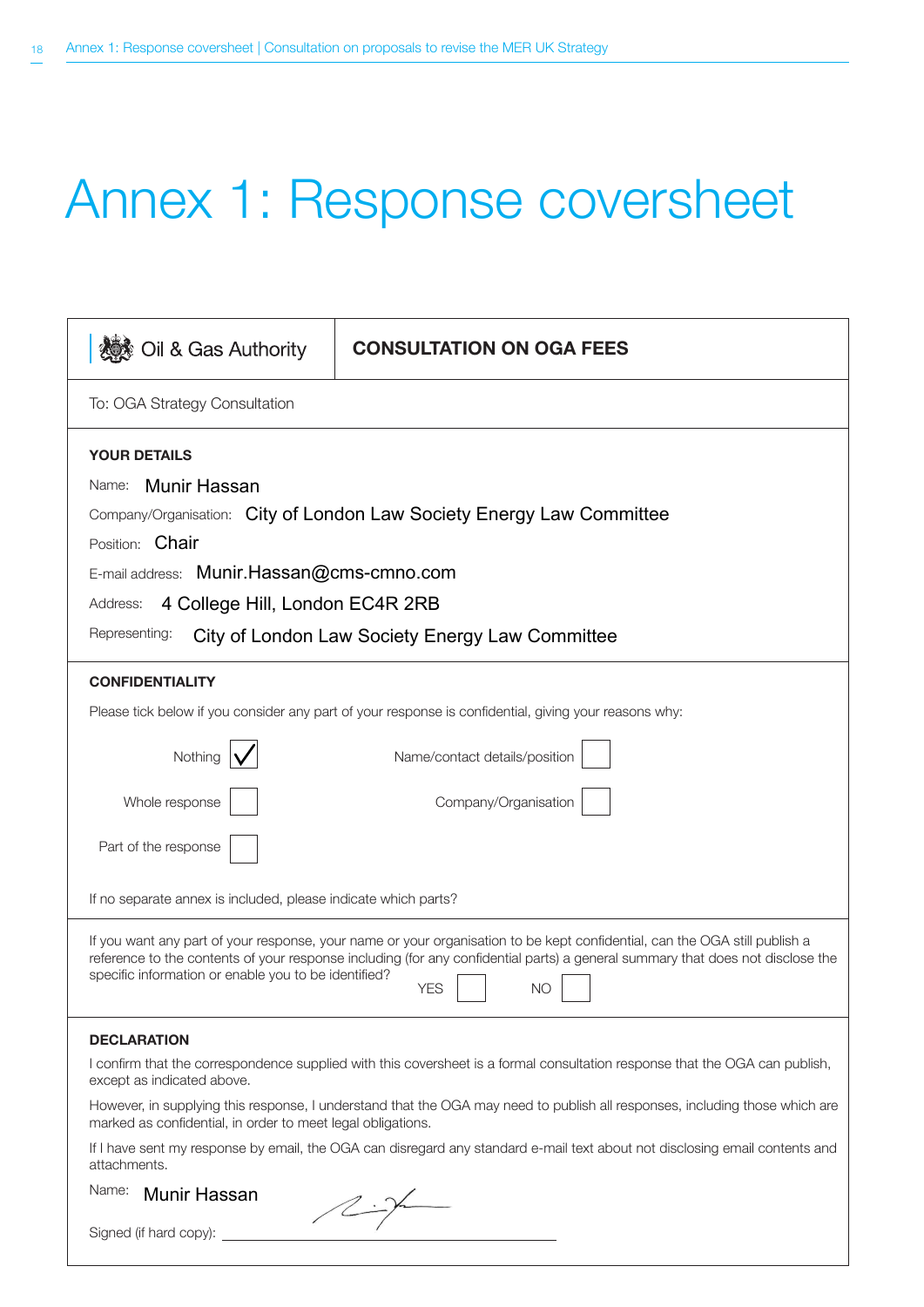# Annex 1: Response coversheet

| Oil & Gas Authority | **CONSULTATION ON OGA FEES** |
|---|---|

To: OGA Strategy Consultation

**YOUR DETAILS**

Name: Munir Hassan

Company/Organisation: City of London Law Society Energy Law Committee

Position: Chair

E-mail address: Munir.Hassan@cms-cmno.com

Address: 4 College Hill, London EC4R 2RB

Representing: City of London Law Society Energy Law Committee

**CONFIDENTIALITY**

Please tick below if you consider any part of your response is confidential, giving your reasons why:

| | | | |
|---|---|---|---|
| Nothing | ☑ | Name/contact details/position | ☐ |
| Whole response | ☐ | Company/Organisation | ☐ |
| Part of the response | ☐ | | |

If no separate annex is included, please indicate which parts?

If you want any part of your response, your name or your organisation to be kept confidential, can the OGA still publish a reference to the contents of your response including (for any confidential parts) a general summary that does not disclose the specific information or enable you to be identified?

YES ☐ NO ☐

**DECLARATION**

I confirm that the correspondence supplied with this coversheet is a formal consultation response that the OGA can publish, except as indicated above.

However, in supplying this response, I understand that the OGA may need to publish all responses, including those which are marked as confidential, in order to meet legal obligations.

If I have sent my response by email, the OGA can disregard any standard e-mail text about not disclosing email contents and attachments.

Name: Munir Hassan

Signed (if hard copy): [signature]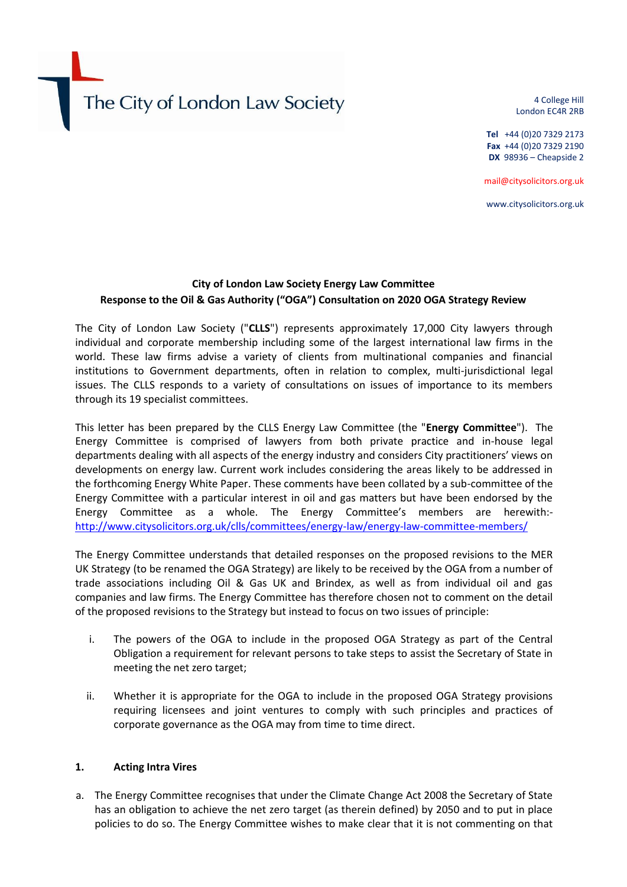The City of London Law Society

4 College Hill
London EC4R 2RB

**Tel** +44 (0)20 7329 2173
**Fax** +44 (0)20 7329 2190
**DX** 98936 – Cheapside 2

mail@citysolicitors.org.uk

www.citysolicitors.org.uk

**City of London Law Society Energy Law Committee**
**Response to the Oil & Gas Authority ("OGA") Consultation on 2020 OGA Strategy Review**

The City of London Law Society ("**CLLS**") represents approximately 17,000 City lawyers through individual and corporate membership including some of the largest international law firms in the world. These law firms advise a variety of clients from multinational companies and financial institutions to Government departments, often in relation to complex, multi-jurisdictional legal issues. The CLLS responds to a variety of consultations on issues of importance to its members through its 19 specialist committees.

This letter has been prepared by the CLLS Energy Law Committee (the "**Energy Committee**"). The Energy Committee is comprised of lawyers from both private practice and in-house legal departments dealing with all aspects of the energy industry and considers City practitioners' views on developments on energy law. Current work includes considering the areas likely to be addressed in the forthcoming Energy White Paper. These comments have been collated by a sub-committee of the Energy Committee with a particular interest in oil and gas matters but have been endorsed by the Energy Committee as a whole. The Energy Committee's members are herewith:- http://www.citysolicitors.org.uk/clls/committees/energy-law/energy-law-committee-members/

The Energy Committee understands that detailed responses on the proposed revisions to the MER UK Strategy (to be renamed the OGA Strategy) are likely to be received by the OGA from a number of trade associations including Oil & Gas UK and Brindex, as well as from individual oil and gas companies and law firms. The Energy Committee has therefore chosen not to comment on the detail of the proposed revisions to the Strategy but instead to focus on two issues of principle:

i. The powers of the OGA to include in the proposed OGA Strategy as part of the Central Obligation a requirement for relevant persons to take steps to assist the Secretary of State in meeting the net zero target;

ii. Whether it is appropriate for the OGA to include in the proposed OGA Strategy provisions requiring licensees and joint ventures to comply with such principles and practices of corporate governance as the OGA may from time to time direct.

## 1. Acting Intra Vires

a. The Energy Committee recognises that under the Climate Change Act 2008 the Secretary of State has an obligation to achieve the net zero target (as therein defined) by 2050 and to put in place policies to do so. The Energy Committee wishes to make clear that it is not commenting on that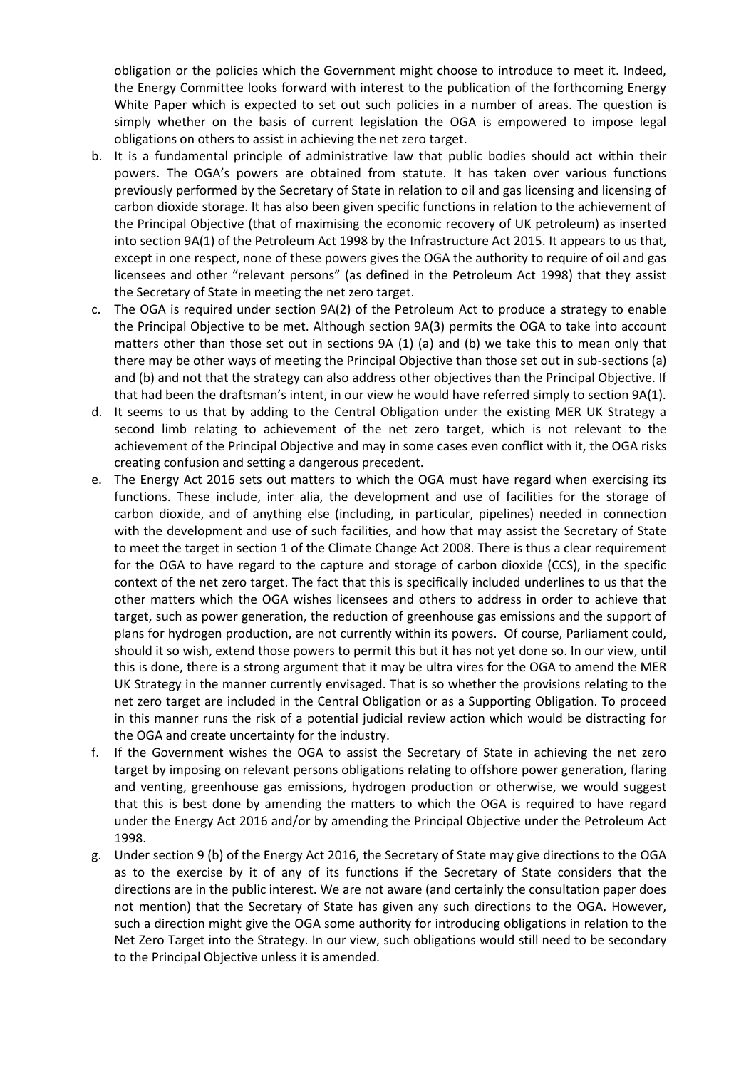obligation or the policies which the Government might choose to introduce to meet it. Indeed, the Energy Committee looks forward with interest to the publication of the forthcoming Energy White Paper which is expected to set out such policies in a number of areas. The question is simply whether on the basis of current legislation the OGA is empowered to impose legal obligations on others to assist in achieving the net zero target.

b. It is a fundamental principle of administrative law that public bodies should act within their powers. The OGA's powers are obtained from statute. It has taken over various functions previously performed by the Secretary of State in relation to oil and gas licensing and licensing of carbon dioxide storage. It has also been given specific functions in relation to the achievement of the Principal Objective (that of maximising the economic recovery of UK petroleum) as inserted into section 9A(1) of the Petroleum Act 1998 by the Infrastructure Act 2015. It appears to us that, except in one respect, none of these powers gives the OGA the authority to require of oil and gas licensees and other "relevant persons" (as defined in the Petroleum Act 1998) that they assist the Secretary of State in meeting the net zero target.

c. The OGA is required under section 9A(2) of the Petroleum Act to produce a strategy to enable the Principal Objective to be met. Although section 9A(3) permits the OGA to take into account matters other than those set out in sections 9A (1) (a) and (b) we take this to mean only that there may be other ways of meeting the Principal Objective than those set out in sub-sections (a) and (b) and not that the strategy can also address other objectives than the Principal Objective. If that had been the draftsman's intent, in our view he would have referred simply to section 9A(1).

d. It seems to us that by adding to the Central Obligation under the existing MER UK Strategy a second limb relating to achievement of the net zero target, which is not relevant to the achievement of the Principal Objective and may in some cases even conflict with it, the OGA risks creating confusion and setting a dangerous precedent.

e. The Energy Act 2016 sets out matters to which the OGA must have regard when exercising its functions. These include, inter alia, the development and use of facilities for the storage of carbon dioxide, and of anything else (including, in particular, pipelines) needed in connection with the development and use of such facilities, and how that may assist the Secretary of State to meet the target in section 1 of the Climate Change Act 2008. There is thus a clear requirement for the OGA to have regard to the capture and storage of carbon dioxide (CCS), in the specific context of the net zero target. The fact that this is specifically included underlines to us that the other matters which the OGA wishes licensees and others to address in order to achieve that target, such as power generation, the reduction of greenhouse gas emissions and the support of plans for hydrogen production, are not currently within its powers. Of course, Parliament could, should it so wish, extend those powers to permit this but it has not yet done so. In our view, until this is done, there is a strong argument that it may be ultra vires for the OGA to amend the MER UK Strategy in the manner currently envisaged. That is so whether the provisions relating to the net zero target are included in the Central Obligation or as a Supporting Obligation. To proceed in this manner runs the risk of a potential judicial review action which would be distracting for the OGA and create uncertainty for the industry.

f. If the Government wishes the OGA to assist the Secretary of State in achieving the net zero target by imposing on relevant persons obligations relating to offshore power generation, flaring and venting, greenhouse gas emissions, hydrogen production or otherwise, we would suggest that this is best done by amending the matters to which the OGA is required to have regard under the Energy Act 2016 and/or by amending the Principal Objective under the Petroleum Act 1998.

g. Under section 9 (b) of the Energy Act 2016, the Secretary of State may give directions to the OGA as to the exercise by it of any of its functions if the Secretary of State considers that the directions are in the public interest. We are not aware (and certainly the consultation paper does not mention) that the Secretary of State has given any such directions to the OGA. However, such a direction might give the OGA some authority for introducing obligations in relation to the Net Zero Target into the Strategy. In our view, such obligations would still need to be secondary to the Principal Objective unless it is amended.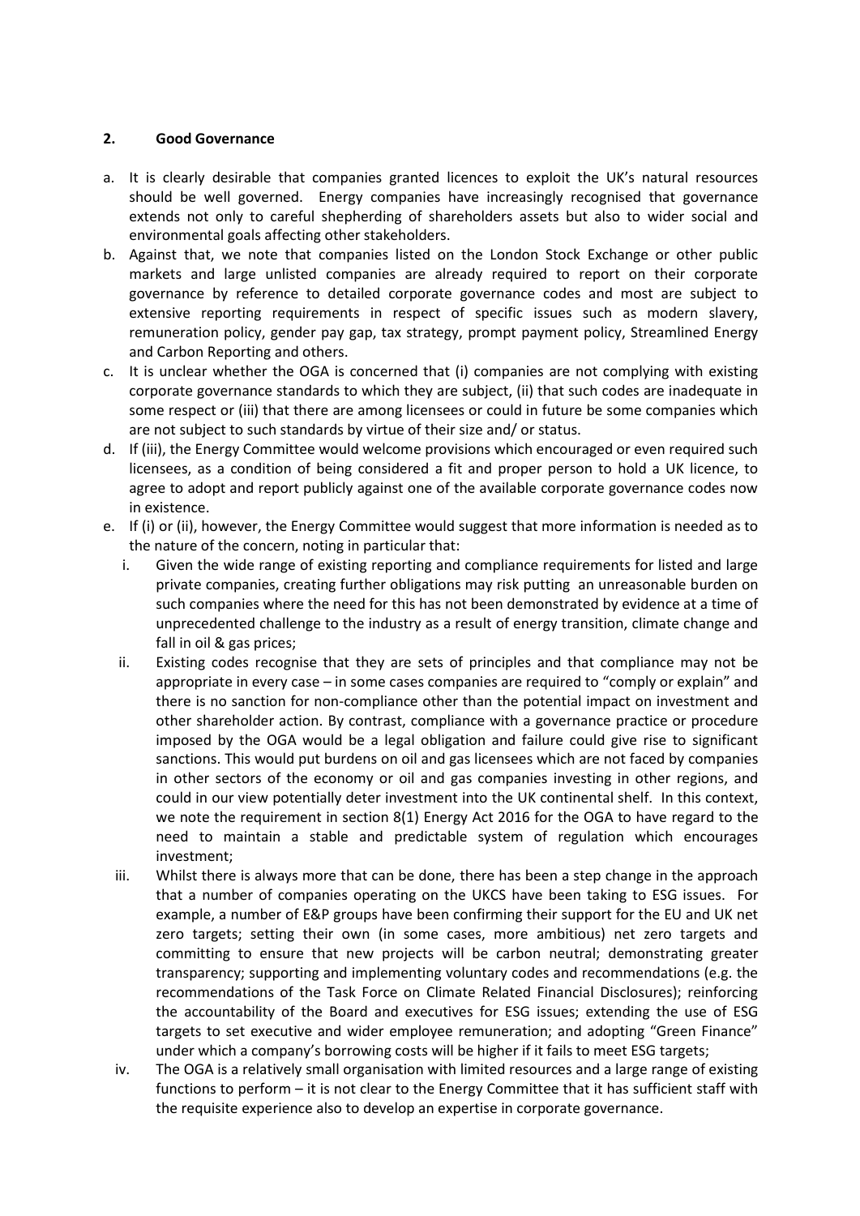**2. Good Governance**

a. It is clearly desirable that companies granted licences to exploit the UK's natural resources should be well governed. Energy companies have increasingly recognised that governance extends not only to careful shepherding of shareholders assets but also to wider social and environmental goals affecting other stakeholders.

b. Against that, we note that companies listed on the London Stock Exchange or other public markets and large unlisted companies are already required to report on their corporate governance by reference to detailed corporate governance codes and most are subject to extensive reporting requirements in respect of specific issues such as modern slavery, remuneration policy, gender pay gap, tax strategy, prompt payment policy, Streamlined Energy and Carbon Reporting and others.

c. It is unclear whether the OGA is concerned that (i) companies are not complying with existing corporate governance standards to which they are subject, (ii) that such codes are inadequate in some respect or (iii) that there are among licensees or could in future be some companies which are not subject to such standards by virtue of their size and/ or status.

d. If (iii), the Energy Committee would welcome provisions which encouraged or even required such licensees, as a condition of being considered a fit and proper person to hold a UK licence, to agree to adopt and report publicly against one of the available corporate governance codes now in existence.

e. If (i) or (ii), however, the Energy Committee would suggest that more information is needed as to the nature of the concern, noting in particular that:

   i. Given the wide range of existing reporting and compliance requirements for listed and large private companies, creating further obligations may risk putting an unreasonable burden on such companies where the need for this has not been demonstrated by evidence at a time of unprecedented challenge to the industry as a result of energy transition, climate change and fall in oil & gas prices;

   ii. Existing codes recognise that they are sets of principles and that compliance may not be appropriate in every case – in some cases companies are required to "comply or explain" and there is no sanction for non-compliance other than the potential impact on investment and other shareholder action. By contrast, compliance with a governance practice or procedure imposed by the OGA would be a legal obligation and failure could give rise to significant sanctions. This would put burdens on oil and gas licensees which are not faced by companies in other sectors of the economy or oil and gas companies investing in other regions, and could in our view potentially deter investment into the UK continental shelf. In this context, we note the requirement in section 8(1) Energy Act 2016 for the OGA to have regard to the need to maintain a stable and predictable system of regulation which encourages investment;

   iii. Whilst there is always more that can be done, there has been a step change in the approach that a number of companies operating on the UKCS have been taking to ESG issues. For example, a number of E&P groups have been confirming their support for the EU and UK net zero targets; setting their own (in some cases, more ambitious) net zero targets and committing to ensure that new projects will be carbon neutral; demonstrating greater transparency; supporting and implementing voluntary codes and recommendations (e.g. the recommendations of the Task Force on Climate Related Financial Disclosures); reinforcing the accountability of the Board and executives for ESG issues; extending the use of ESG targets to set executive and wider employee remuneration; and adopting "Green Finance" under which a company's borrowing costs will be higher if it fails to meet ESG targets;

   iv. The OGA is a relatively small organisation with limited resources and a large range of existing functions to perform – it is not clear to the Energy Committee that it has sufficient staff with the requisite experience also to develop an expertise in corporate governance.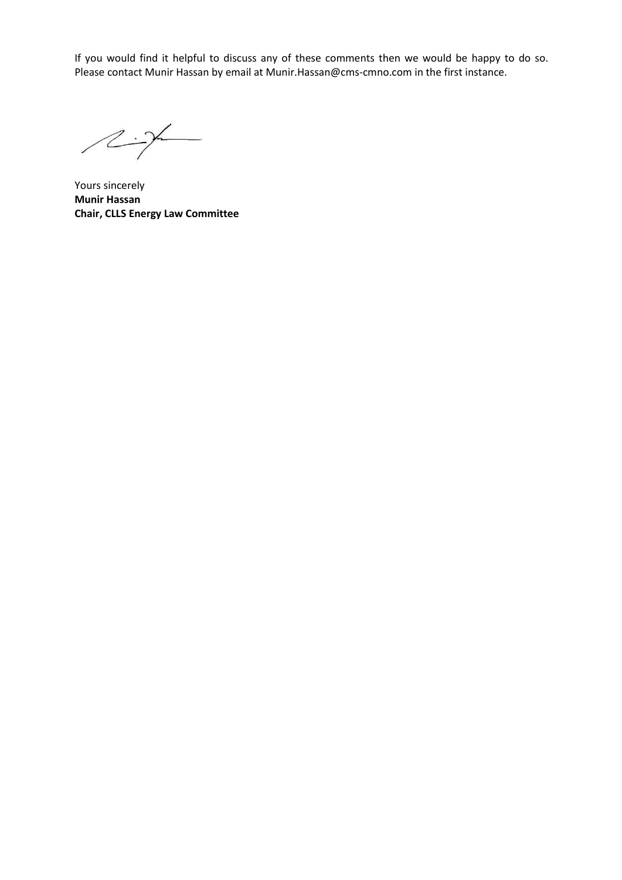If you would find it helpful to discuss any of these comments then we would be happy to do so. Please contact Munir Hassan by email at Munir.Hassan@cms-cmno.com in the first instance.

Yours sincerely
**Munir Hassan**
**Chair, CLLS Energy Law Committee**